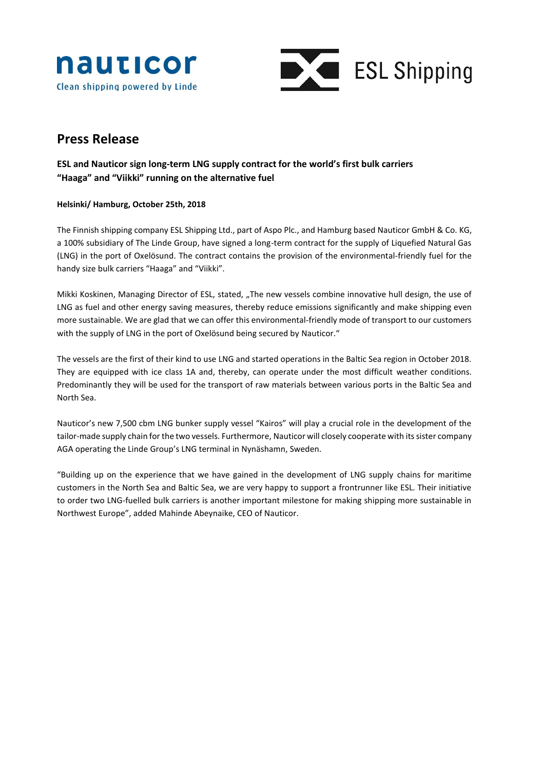nauticor
Clean shipping powered by Linde

ESL Shipping

# Press Release

**ESL and Nauticor sign long-term LNG supply contract for the world's first bulk carriers "Haaga" and "Viikki" running on the alternative fuel**

**Helsinki/ Hamburg, October 25th, 2018**

The Finnish shipping company ESL Shipping Ltd., part of Aspo Plc., and Hamburg based Nauticor GmbH & Co. KG, a 100% subsidiary of The Linde Group, have signed a long-term contract for the supply of Liquefied Natural Gas (LNG) in the port of Oxelösund. The contract contains the provision of the environmental-friendly fuel for the handy size bulk carriers "Haaga" and "Viikki".

Mikki Koskinen, Managing Director of ESL, stated, „The new vessels combine innovative hull design, the use of LNG as fuel and other energy saving measures, thereby reduce emissions significantly and make shipping even more sustainable. We are glad that we can offer this environmental-friendly mode of transport to our customers with the supply of LNG in the port of Oxelösund being secured by Nauticor."

The vessels are the first of their kind to use LNG and started operations in the Baltic Sea region in October 2018. They are equipped with ice class 1A and, thereby, can operate under the most difficult weather conditions. Predominantly they will be used for the transport of raw materials between various ports in the Baltic Sea and North Sea.

Nauticor's new 7,500 cbm LNG bunker supply vessel "Kairos" will play a crucial role in the development of the tailor-made supply chain for the two vessels. Furthermore, Nauticor will closely cooperate with its sister company AGA operating the Linde Group's LNG terminal in Nynäshamn, Sweden.

"Building up on the experience that we have gained in the development of LNG supply chains for maritime customers in the North Sea and Baltic Sea, we are very happy to support a frontrunner like ESL. Their initiative to order two LNG-fuelled bulk carriers is another important milestone for making shipping more sustainable in Northwest Europe", added Mahinde Abeynaike, CEO of Nauticor.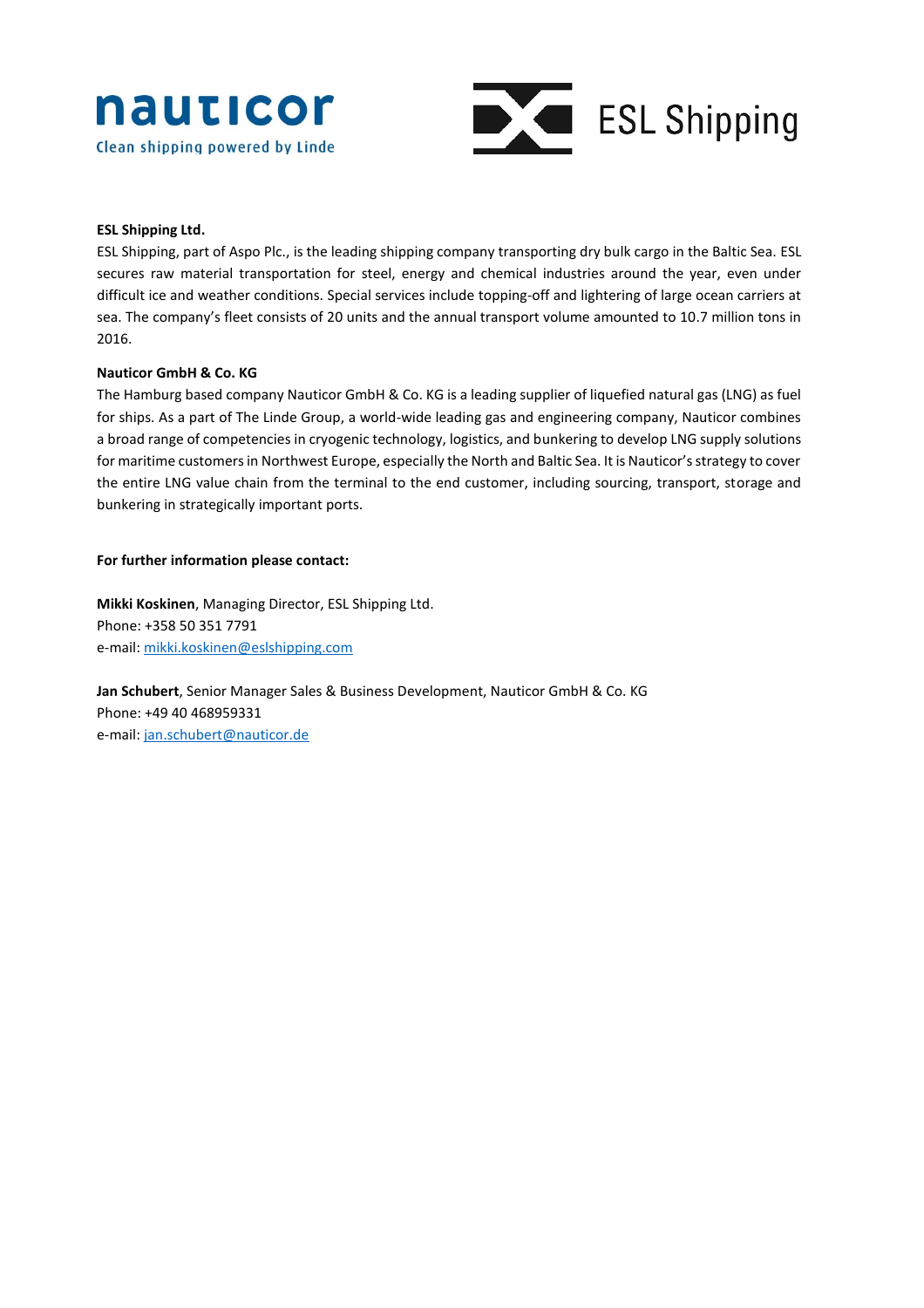nauticor
Clean shipping powered by Linde

ESL Shipping

**ESL Shipping Ltd.**

ESL Shipping, part of Aspo Plc., is the leading shipping company transporting dry bulk cargo in the Baltic Sea. ESL secures raw material transportation for steel, energy and chemical industries around the year, even under difficult ice and weather conditions. Special services include topping-off and lightering of large ocean carriers at sea. The company's fleet consists of 20 units and the annual transport volume amounted to 10.7 million tons in 2016.

**Nauticor GmbH & Co. KG**

The Hamburg based company Nauticor GmbH & Co. KG is a leading supplier of liquefied natural gas (LNG) as fuel for ships. As a part of The Linde Group, a world-wide leading gas and engineering company, Nauticor combines a broad range of competencies in cryogenic technology, logistics, and bunkering to develop LNG supply solutions for maritime customers in Northwest Europe, especially the North and Baltic Sea. It is Nauticor's strategy to cover the entire LNG value chain from the terminal to the end customer, including sourcing, transport, storage and bunkering in strategically important ports.

**For further information please contact:**

**Mikki Koskinen**, Managing Director, ESL Shipping Ltd.
Phone: +358 50 351 7791
e-mail: mikki.koskinen@eslshipping.com

**Jan Schubert**, Senior Manager Sales & Business Development, Nauticor GmbH & Co. KG
Phone: +49 40 468959331
e-mail: jan.schubert@nauticor.de